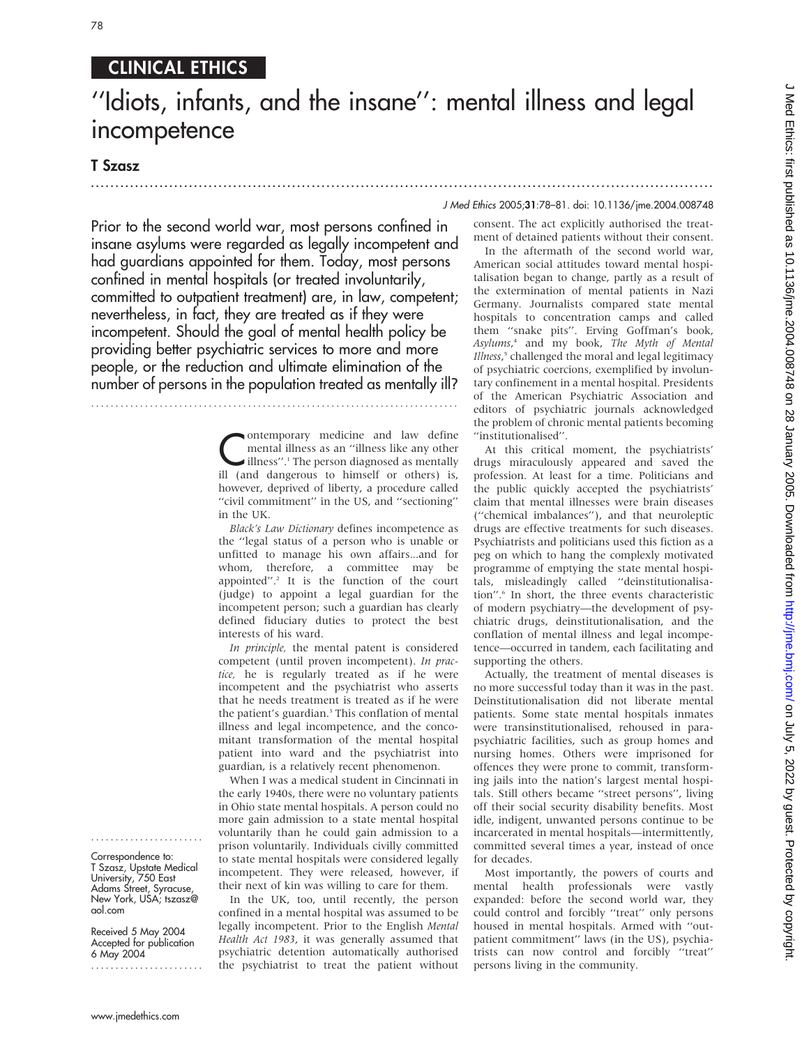CLINICAL ETHICS

# ''Idiots, infants, and the insane'': mental illness and legal incompetence

**T Szasz**

J Med Ethics 2005;**31**:78–81. doi: 10.1136/jme.2004.008748

Prior to the second world war, most persons confined in insane asylums were regarded as legally incompetent and had guardians appointed for them. Today, most persons confined in mental hospitals (or treated involuntarily, committed to outpatient treatment) are, in law, competent; nevertheless, in fact, they are treated as if they were incompetent. Should the goal of mental health policy be providing better psychiatric services to more and more people, or the reduction and ultimate elimination of the number of persons in the population treated as mentally ill?

Correspondence to: T Szasz, Upstate Medical University, 750 East Adams Street, Syracuse, New York, USA; tszasz@aol.com

Received 5 May 2004
Accepted for publication 6 May 2004

Contemporary medicine and law define mental illness as an ''illness like any other illness''.[1] The person diagnosed as mentally ill (and dangerous to himself or others) is, however, deprived of liberty, a procedure called ''civil commitment'' in the US, and ''sectioning'' in the UK.

*Black's Law Dictionary* defines incompetence as the ''legal status of a person who is unable or unfitted to manage his own affairs...and for whom, therefore, a committee may be appointed''.[2] It is the function of the court (judge) to appoint a legal guardian for the incompetent person; such a guardian has clearly defined fiduciary duties to protect the best interests of his ward.

*In principle,* the mental patent is considered competent (until proven incompetent). *In practice,* he is regularly treated as if he were incompetent and the psychiatrist who asserts that he needs treatment is treated as if he were the patient's guardian.[3] This conflation of mental illness and legal incompetence, and the concomitant transformation of the mental hospital patient into ward and the psychiatrist into guardian, is a relatively recent phenomenon.

When I was a medical student in Cincinnati in the early 1940s, there were no voluntary patients in Ohio state mental hospitals. A person could no more gain admission to a state mental hospital voluntarily than he could gain admission to a prison voluntarily. Individuals civilly committed to state mental hospitals were considered legally incompetent. They were released, however, if their next of kin was willing to care for them.

In the UK, too, until recently, the person confined in a mental hospital was assumed to be legally incompetent. Prior to the English *Mental Health Act 1983*, it was generally assumed that psychiatric detention automatically authorised the psychiatrist to treat the patient without consent. The act explicitly authorised the treatment of detained patients without their consent.

In the aftermath of the second world war, American social attitudes toward mental hospitalisation began to change, partly as a result of the extermination of mental patients in Nazi Germany. Journalists compared state mental hospitals to concentration camps and called them ''snake pits''. Erving Goffman's book, *Asylums*,[4] and my book, *The Myth of Mental Illness*,[5] challenged the moral and legal legitimacy of psychiatric coercions, exemplified by involuntary confinement in a mental hospital. Presidents of the American Psychiatric Association and editors of psychiatric journals acknowledged the problem of chronic mental patients becoming ''institutionalised''.

At this critical moment, the psychiatrists' drugs miraculously appeared and saved the profession. At least for a time. Politicians and the public quickly accepted the psychiatrists' claim that mental illnesses were brain diseases (''chemical imbalances''), and that neuroleptic drugs are effective treatments for such diseases. Psychiatrists and politicians used this fiction as a peg on which to hang the complexly motivated programme of emptying the state mental hospitals, misleadingly called ''deinstitutionalisation''.[6] In short, the three events characteristic of modern psychiatry—the development of psychiatric drugs, deinstitutionalisation, and the conflation of mental illness and legal incompetence—occurred in tandem, each facilitating and supporting the others.

Actually, the treatment of mental diseases is no more successful today than it was in the past. Deinstitutionalisation did not liberate mental patients. Some state mental hospitals inmates were transinstitutionalised, rehoused in parapsychiatric facilities, such as group homes and nursing homes. Others were imprisoned for offences they were prone to commit, transforming jails into the nation's largest mental hospitals. Still others became ''street persons'', living off their social security disability benefits. Most idle, indigent, unwanted persons continue to be incarcerated in mental hospitals—intermittently, committed several times a year, instead of once for decades.

Most importantly, the powers of courts and mental health professionals were vastly expanded: before the second world war, they could control and forcibly ''treat'' only persons housed in mental hospitals. Armed with ''outpatient commitment'' laws (in the US), psychiatrists can now control and forcibly ''treat'' persons living in the community.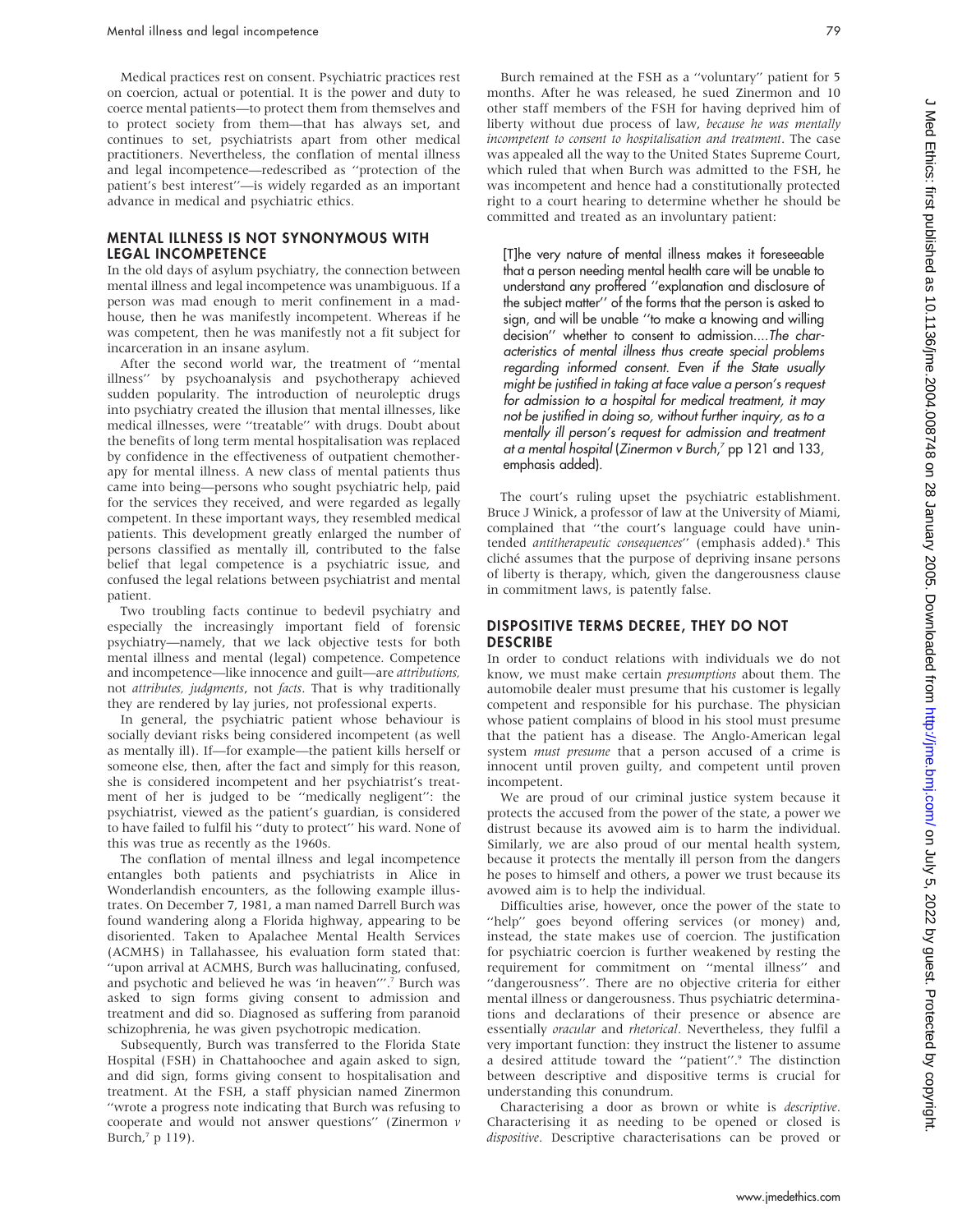Medical practices rest on consent. Psychiatric practices rest on coercion, actual or potential. It is the power and duty to coerce mental patients—to protect them from themselves and to protect society from them—that has always set, and continues to set, psychiatrists apart from other medical practitioners. Nevertheless, the conflation of mental illness and legal incompetence—redescribed as ''protection of the patient's best interest''—is widely regarded as an important advance in medical and psychiatric ethics.

## MENTAL ILLNESS IS NOT SYNONYMOUS WITH LEGAL INCOMPETENCE

In the old days of asylum psychiatry, the connection between mental illness and legal incompetence was unambiguous. If a person was mad enough to merit confinement in a madhouse, then he was manifestly incompetent. Whereas if he was competent, then he was manifestly not a fit subject for incarceration in an insane asylum.

After the second world war, the treatment of ''mental illness'' by psychoanalysis and psychotherapy achieved sudden popularity. The introduction of neuroleptic drugs into psychiatry created the illusion that mental illnesses, like medical illnesses, were ''treatable'' with drugs. Doubt about the benefits of long term mental hospitalisation was replaced by confidence in the effectiveness of outpatient chemotherapy for mental illness. A new class of mental patients thus came into being—persons who sought psychiatric help, paid for the services they received, and were regarded as legally competent. In these important ways, they resembled medical patients. This development greatly enlarged the number of persons classified as mentally ill, contributed to the false belief that legal competence is a psychiatric issue, and confused the legal relations between psychiatrist and mental patient.

Two troubling facts continue to bedevil psychiatry and especially the increasingly important field of forensic psychiatry—namely, that we lack objective tests for both mental illness and mental (legal) competence. Competence and incompetence—like innocence and guilt—are *attributions,* not *attributes, judgments*, not *facts*. That is why traditionally they are rendered by lay juries, not professional experts.

In general, the psychiatric patient whose behaviour is socially deviant risks being considered incompetent (as well as mentally ill). If—for example—the patient kills herself or someone else, then, after the fact and simply for this reason, she is considered incompetent and her psychiatrist's treatment of her is judged to be ''medically negligent'': the psychiatrist, viewed as the patient's guardian, is considered to have failed to fulfil his ''duty to protect'' his ward. None of this was true as recently as the 1960s.

The conflation of mental illness and legal incompetence entangles both patients and psychiatrists in Alice in Wonderlandish encounters, as the following example illustrates. On December 7, 1981, a man named Darrell Burch was found wandering along a Florida highway, appearing to be disoriented. Taken to Apalachee Mental Health Services (ACMHS) in Tallahassee, his evaluation form stated that: ''upon arrival at ACMHS, Burch was hallucinating, confused, and psychotic and believed he was 'in heaven'''.[7] Burch was asked to sign forms giving consent to admission and treatment and did so. Diagnosed as suffering from paranoid schizophrenia, he was given psychotropic medication.

Subsequently, Burch was transferred to the Florida State Hospital (FSH) in Chattahoochee and again asked to sign, and did sign, forms giving consent to hospitalisation and treatment. At the FSH, a staff physician named Zinermon ''wrote a progress note indicating that Burch was refusing to cooperate and would not answer questions'' (Zinermon *v* Burch,[7] p 119).

Burch remained at the FSH as a ''voluntary'' patient for 5 months. After he was released, he sued Zinermon and 10 other staff members of the FSH for having deprived him of liberty without due process of law, *because he was mentally incompetent to consent to hospitalisation and treatment*. The case was appealed all the way to the United States Supreme Court, which ruled that when Burch was admitted to the FSH, he was incompetent and hence had a constitutionally protected right to a court hearing to determine whether he should be committed and treated as an involuntary patient:

> [T]he very nature of mental illness makes it foreseeable that a person needing mental health care will be unable to understand any proffered ''explanation and disclosure of the subject matter'' of the forms that the person is asked to sign, and will be unable ''to make a knowing and willing decision'' whether to consent to admission....*The characteristics of mental illness thus create special problems regarding informed consent. Even if the State usually might be justified in taking at face value a person's request for admission to a hospital for medical treatment, it may not be justified in doing so, without further inquiry, as to a mentally ill person's request for admission and treatment at a mental hospital* (*Zinermon v Burch*,[7] pp 121 and 133, emphasis added).

The court's ruling upset the psychiatric establishment. Bruce J Winick, a professor of law at the University of Miami, complained that ''the court's language could have unintended *antitherapeutic consequences*'' (emphasis added).[8] This cliché assumes that the purpose of depriving insane persons of liberty is therapy, which, given the dangerousness clause in commitment laws, is patently false.

## DISPOSITIVE TERMS DECREE, THEY DO NOT DESCRIBE

In order to conduct relations with individuals we do not know, we must make certain *presumptions* about them. The automobile dealer must presume that his customer is legally competent and responsible for his purchase. The physician whose patient complains of blood in his stool must presume that the patient has a disease. The Anglo-American legal system *must presume* that a person accused of a crime is innocent until proven guilty, and competent until proven incompetent.

We are proud of our criminal justice system because it protects the accused from the power of the state, a power we distrust because its avowed aim is to harm the individual. Similarly, we are also proud of our mental health system, because it protects the mentally ill person from the dangers he poses to himself and others, a power we trust because its avowed aim is to help the individual.

Difficulties arise, however, once the power of the state to ''help'' goes beyond offering services (or money) and, instead, the state makes use of coercion. The justification for psychiatric coercion is further weakened by resting the requirement for commitment on ''mental illness'' and ''dangerousness''. There are no objective criteria for either mental illness or dangerousness. Thus psychiatric determinations and declarations of their presence or absence are essentially *oracular* and *rhetorical*. Nevertheless, they fulfil a very important function: they instruct the listener to assume a desired attitude toward the ''patient''.[9] The distinction between descriptive and dispositive terms is crucial for understanding this conundrum.

Characterising a door as brown or white is *descriptive*. Characterising it as needing to be opened or closed is *dispositive*. Descriptive characterisations can be proved or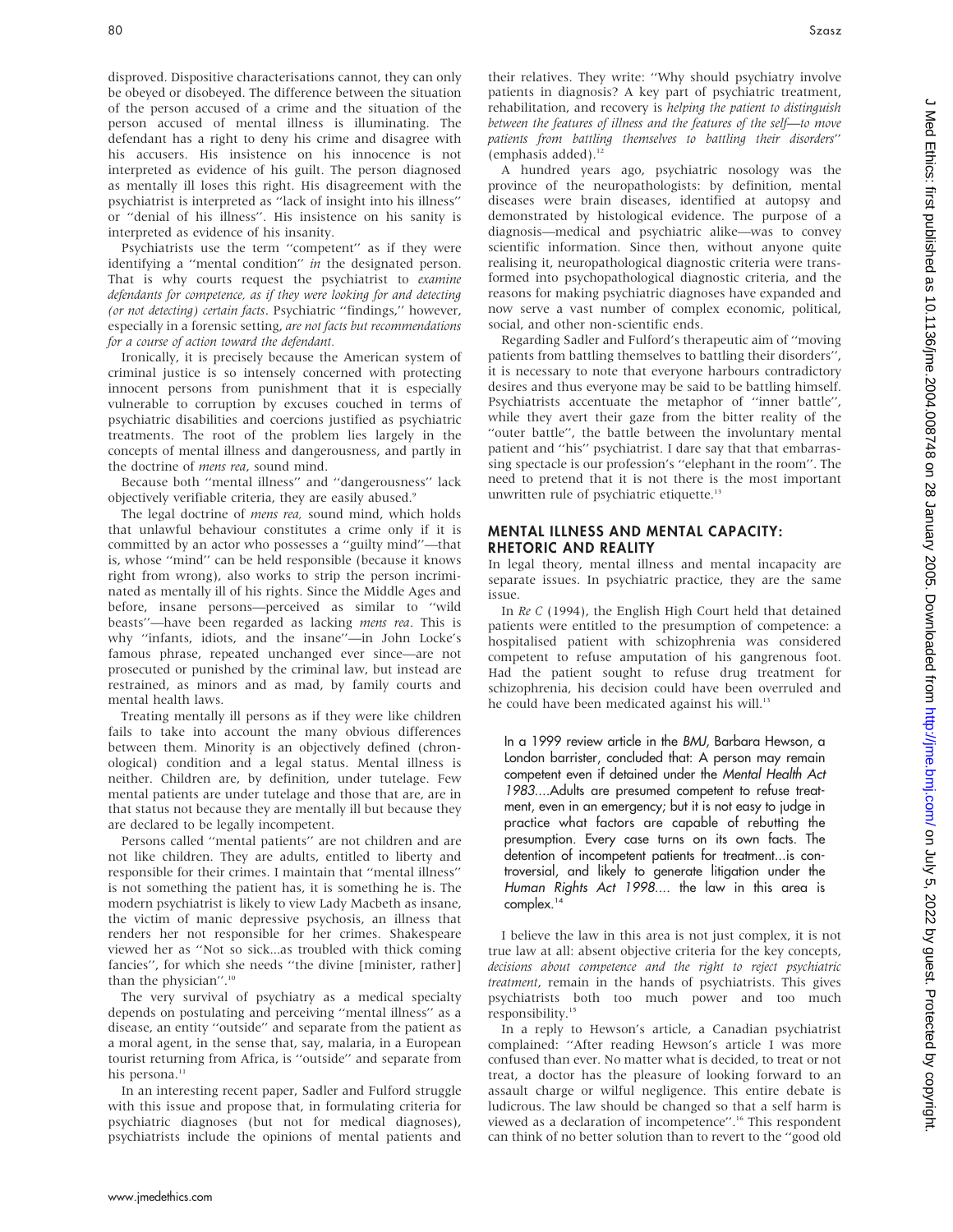disproved. Dispositive characterisations cannot, they can only be obeyed or disobeyed. The difference between the situation of the person accused of a crime and the situation of the person accused of mental illness is illuminating. The defendant has a right to deny his crime and disagree with his accusers. His insistence on his innocence is not interpreted as evidence of his guilt. The person diagnosed as mentally ill loses this right. His disagreement with the psychiatrist is interpreted as ''lack of insight into his illness'' or ''denial of his illness''. His insistence on his sanity is interpreted as evidence of his insanity.

Psychiatrists use the term ''competent'' as if they were identifying a ''mental condition'' *in* the designated person. That is why courts request the psychiatrist to *examine defendants for competence, as if they were looking for and detecting (or not detecting) certain facts*. Psychiatric ''findings,'' however, especially in a forensic setting, *are not facts but recommendations for a course of action toward the defendant*.

Ironically, it is precisely because the American system of criminal justice is so intensely concerned with protecting innocent persons from punishment that it is especially vulnerable to corruption by excuses couched in terms of psychiatric disabilities and coercions justified as psychiatric treatments. The root of the problem lies largely in the concepts of mental illness and dangerousness, and partly in the doctrine of *mens rea*, sound mind.

Because both ''mental illness'' and ''dangerousness'' lack objectively verifiable criteria, they are easily abused.[9]

The legal doctrine of *mens rea,* sound mind, which holds that unlawful behaviour constitutes a crime only if it is committed by an actor who possesses a ''guilty mind''—that is, whose ''mind'' can be held responsible (because it knows right from wrong), also works to strip the person incriminated as mentally ill of his rights. Since the Middle Ages and before, insane persons—perceived as similar to ''wild beasts''—have been regarded as lacking *mens rea*. This is why ''infants, idiots, and the insane''—in John Locke's famous phrase, repeated unchanged ever since—are not prosecuted or punished by the criminal law, but instead are restrained, as minors and as mad, by family courts and mental health laws.

Treating mentally ill persons as if they were like children fails to take into account the many obvious differences between them. Minority is an objectively defined (chronological) condition and a legal status. Mental illness is neither. Children are, by definition, under tutelage. Few mental patients are under tutelage and those that are, are in that status not because they are mentally ill but because they are declared to be legally incompetent.

Persons called ''mental patients'' are not children and are not like children. They are adults, entitled to liberty and responsible for their crimes. I maintain that ''mental illness'' is not something the patient has, it is something he is. The modern psychiatrist is likely to view Lady Macbeth as insane, the victim of manic depressive psychosis, an illness that renders her not responsible for her crimes. Shakespeare viewed her as ''Not so sick...as troubled with thick coming fancies'', for which she needs ''the divine [minister, rather] than the physician''.[10]

The very survival of psychiatry as a medical specialty depends on postulating and perceiving ''mental illness'' as a disease, an entity ''outside'' and separate from the patient as a moral agent, in the sense that, say, malaria, in a European tourist returning from Africa, is ''outside'' and separate from his persona.[11]

In an interesting recent paper, Sadler and Fulford struggle with this issue and propose that, in formulating criteria for psychiatric diagnoses (but not for medical diagnoses), psychiatrists include the opinions of mental patients and their relatives. They write: ''Why should psychiatry involve patients in diagnosis? A key part of psychiatric treatment, rehabilitation, and recovery is *helping the patient to distinguish between the features of illness and the features of the self—to move patients from battling themselves to battling their disorders*'' (emphasis added).[12]

A hundred years ago, psychiatric nosology was the province of the neuropathologists: by definition, mental diseases were brain diseases, identified at autopsy and demonstrated by histological evidence. The purpose of a diagnosis—medical and psychiatric alike—was to convey scientific information. Since then, without anyone quite realising it, neuropathological diagnostic criteria were transformed into psychopathological diagnostic criteria, and the reasons for making psychiatric diagnoses have expanded and now serve a vast number of complex economic, political, social, and other non-scientific ends.

Regarding Sadler and Fulford's therapeutic aim of ''moving patients from battling themselves to battling their disorders'', it is necessary to note that everyone harbours contradictory desires and thus everyone may be said to be battling himself. Psychiatrists accentuate the metaphor of ''inner battle'', while they avert their gaze from the bitter reality of the ''outer battle'', the battle between the involuntary mental patient and ''his'' psychiatrist. I dare say that that embarrassing spectacle is our profession's ''elephant in the room''. The need to pretend that it is not there is the most important unwritten rule of psychiatric etiquette.[13]

## MENTAL ILLNESS AND MENTAL CAPACITY: RHETORIC AND REALITY

In legal theory, mental illness and mental incapacity are separate issues. In psychiatric practice, they are the same issue.

In *Re C* (1994), the English High Court held that detained patients were entitled to the presumption of competence: a hospitalised patient with schizophrenia was considered competent to refuse amputation of his gangrenous foot. Had the patient sought to refuse drug treatment for schizophrenia, his decision could have been overruled and he could have been medicated against his will.[13]

> In a 1999 review article in the *BMJ*, Barbara Hewson, a London barrister, concluded that: A person may remain competent even if detained under the *Mental Health Act 1983*....Adults are presumed competent to refuse treatment, even in an emergency; but it is not easy to judge in practice what factors are capable of rebutting the presumption. Every case turns on its own facts. The detention of incompetent patients for treatment...is controversial, and likely to generate litigation under the *Human Rights Act 1998*.... the law in this area is complex.[14]

I believe the law in this area is not just complex, it is not true law at all: absent objective criteria for the key concepts, *decisions about competence and the right to reject psychiatric treatment*, remain in the hands of psychiatrists. This gives psychiatrists both too much power and too much responsibility.[15]

In a reply to Hewson's article, a Canadian psychiatrist complained: ''After reading Hewson's article I was more confused than ever. No matter what is decided, to treat or not treat, a doctor has the pleasure of looking forward to an assault charge or wilful negligence. This entire debate is ludicrous. The law should be changed so that a self harm is viewed as a declaration of incompetence''.[16] This respondent can think of no better solution than to revert to the ''good old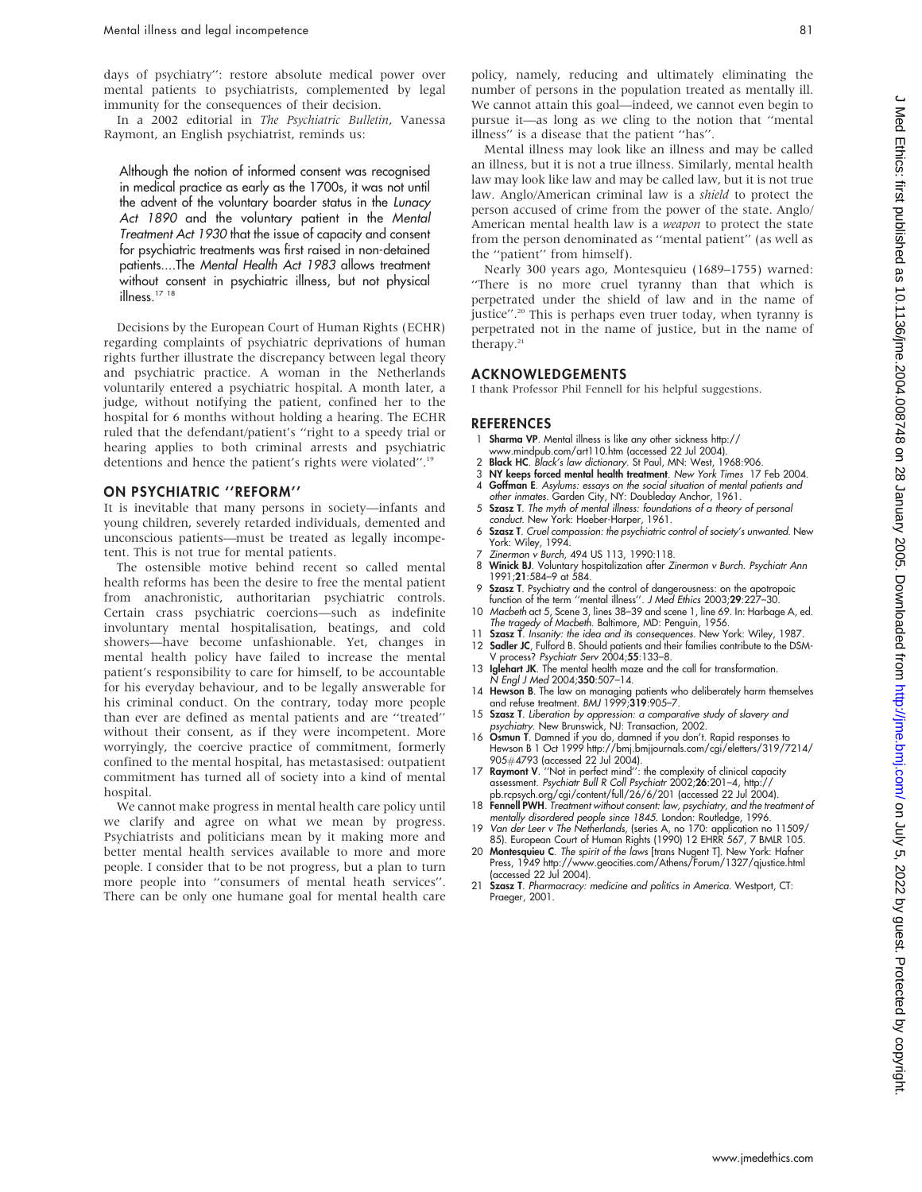days of psychiatry'': restore absolute medical power over mental patients to psychiatrists, complemented by legal immunity for the consequences of their decision.

In a 2002 editorial in *The Psychiatric Bulletin*, Vanessa Raymont, an English psychiatrist, reminds us:

> Although the notion of informed consent was recognised in medical practice as early as the 1700s, it was not until the advent of the voluntary boarder status in the *Lunacy Act 1890* and the voluntary patient in the *Mental Treatment Act 1930* that the issue of capacity and consent for psychiatric treatments was first raised in non-detained patients....The *Mental Health Act 1983* allows treatment without consent in psychiatric illness, but not physical illness.[17 18]

Decisions by the European Court of Human Rights (ECHR) regarding complaints of psychiatric deprivations of human rights further illustrate the discrepancy between legal theory and psychiatric practice. A woman in the Netherlands voluntarily entered a psychiatric hospital. A month later, a judge, without notifying the patient, confined her to the hospital for 6 months without holding a hearing. The ECHR ruled that the defendant/patient's ''right to a speedy trial or hearing applies to both criminal arrests and psychiatric detentions and hence the patient's rights were violated''.[19]

## ON PSYCHIATRIC ''REFORM''

It is inevitable that many persons in society—infants and young children, severely retarded individuals, demented and unconscious patients—must be treated as legally incompetent. This is not true for mental patients.

The ostensible motive behind recent so called mental health reforms has been the desire to free the mental patient from anachronistic, authoritarian psychiatric controls. Certain crass psychiatric coercions—such as indefinite involuntary mental hospitalisation, beatings, and cold showers—have become unfashionable. Yet, changes in mental health policy have failed to increase the mental patient's responsibility to care for himself, to be accountable for his everyday behaviour, and to be legally answerable for his criminal conduct. On the contrary, today more people than ever are defined as mental patients and are ''treated'' without their consent, as if they were incompetent. More worryingly, the coercive practice of commitment, formerly confined to the mental hospital, has metastasised: outpatient commitment has turned all of society into a kind of mental hospital.

We cannot make progress in mental health care policy until we clarify and agree on what we mean by progress. Psychiatrists and politicians mean by it making more and better mental health services available to more and more people. I consider that to be not progress, but a plan to turn more people into ''consumers of mental heath services''. There can be only one humane goal for mental health care policy, namely, reducing and ultimately eliminating the number of persons in the population treated as mentally ill. We cannot attain this goal—indeed, we cannot even begin to pursue it—as long as we cling to the notion that ''mental illness'' is a disease that the patient ''has''.

Mental illness may look like an illness and may be called an illness, but it is not a true illness. Similarly, mental health law may look like law and may be called law, but it is not true law. Anglo/American criminal law is a *shield* to protect the person accused of crime from the power of the state. Anglo/American mental health law is a *weapon* to protect the state from the person denominated as ''mental patient'' (as well as the ''patient'' from himself).

Nearly 300 years ago, Montesquieu (1689–1755) warned: ''There is no more cruel tyranny than that which is perpetrated under the shield of law and in the name of justice''.[20] This is perhaps even truer today, when tyranny is perpetrated not in the name of justice, but in the name of therapy.[21]

## ACKNOWLEDGEMENTS

I thank Professor Phil Fennell for his helpful suggestions.

## REFERENCES

1. **Sharma VP**. Mental illness is like any other sickness http://www.mindpub.com/art110.htm (accessed 22 Jul 2004).
2. **Black HC**. *Black's law dictionary*. St Paul, MN: West, 1968:906.
3. **NY keeps forced mental health treatment**. *New York Times* 17 Feb 2004.
4. **Goffman E**. *Asylums: essays on the social situation of mental patients and other inmates*. Garden City, NY: Doubleday Anchor, 1961.
5. **Szasz T**. *The myth of mental illness: foundations of a theory of personal conduct*. New York: Hoeber-Harper, 1961.
6. **Szasz T**. *Cruel compassion: the psychiatric control of society's unwanted*. New York: Wiley, 1994.
7. *Zinermon v Burch*, 494 US 113, 1990:118.
8. **Winick BJ**. Voluntary hospitalization after *Zinermon v Burch*. *Psychiatr Ann* 1991;**21**:584–9 at 584.
9. **Szasz T**. Psychiatry and the control of dangerousness: on the apotropaic function of the term ''mental illness''. *J Med Ethics* 2003;**29**:227–30.
10. *Macbeth* act 5, Scene 3, lines 38–39 and scene 1, line 69. In: Harbage A, ed. *The tragedy of Macbeth*. Baltimore, MD: Penguin, 1956.
11. **Szasz T**. *Insanity: the idea and its consequences*. New York: Wiley, 1987.
12. **Sadler JC**, Fulford B. Should patients and their families contribute to the DSM-V process? *Psychiatr Serv* 2004;**55**:133–8.
13. **Iglehart JK**. The mental health maze and the call for transformation. *N Engl J Med* 2004;**350**:507–14.
14. **Hewson B**. The law on managing patients who deliberately harm themselves and refuse treatment. *BMJ* 1999;**319**:905–7.
15. **Szasz T**. *Liberation by oppression: a comparative study of slavery and psychiatry*. New Brunswick, NJ: Transaction, 2002.
16. **Osmun T**. Damned if you do, damned if you don't. Rapid responses to Hewson B 1 Oct 1999 http://bmj.bmjjournals.com/cgi/eletters/319/7214/905#4793 (accessed 22 Jul 2004).
17. **Raymont V**. ''Not in perfect mind'': the complexity of clinical capacity assessment. *Psychiatr Bull R Coll Psychiatr* 2002;**26**:201–4, http://pb.rcpsych.org/cgi/content/full/26/6/201 (accessed 22 Jul 2004).
18. **Fennell PWH**. *Treatment without consent: law, psychiatry, and the treatment of mentally disordered people since 1845*. London: Routledge, 1996.
19. *Van der Leer v The Netherlands*, (series A, no 170: application no 11509/85). European Court of Human Rights (1990) 12 EHRR 567, 7 BMLR 105.
20. **Montesquieu C**. *The spirit of the laws* [trans Nugent T]. New York: Hafner Press, 1949 http://www.geocities.com/Athens/Forum/1327/qjustice.html (accessed 22 Jul 2004).
21. **Szasz T**. *Pharmacracy: medicine and politics in America*. Westport, CT: Praeger, 2001.